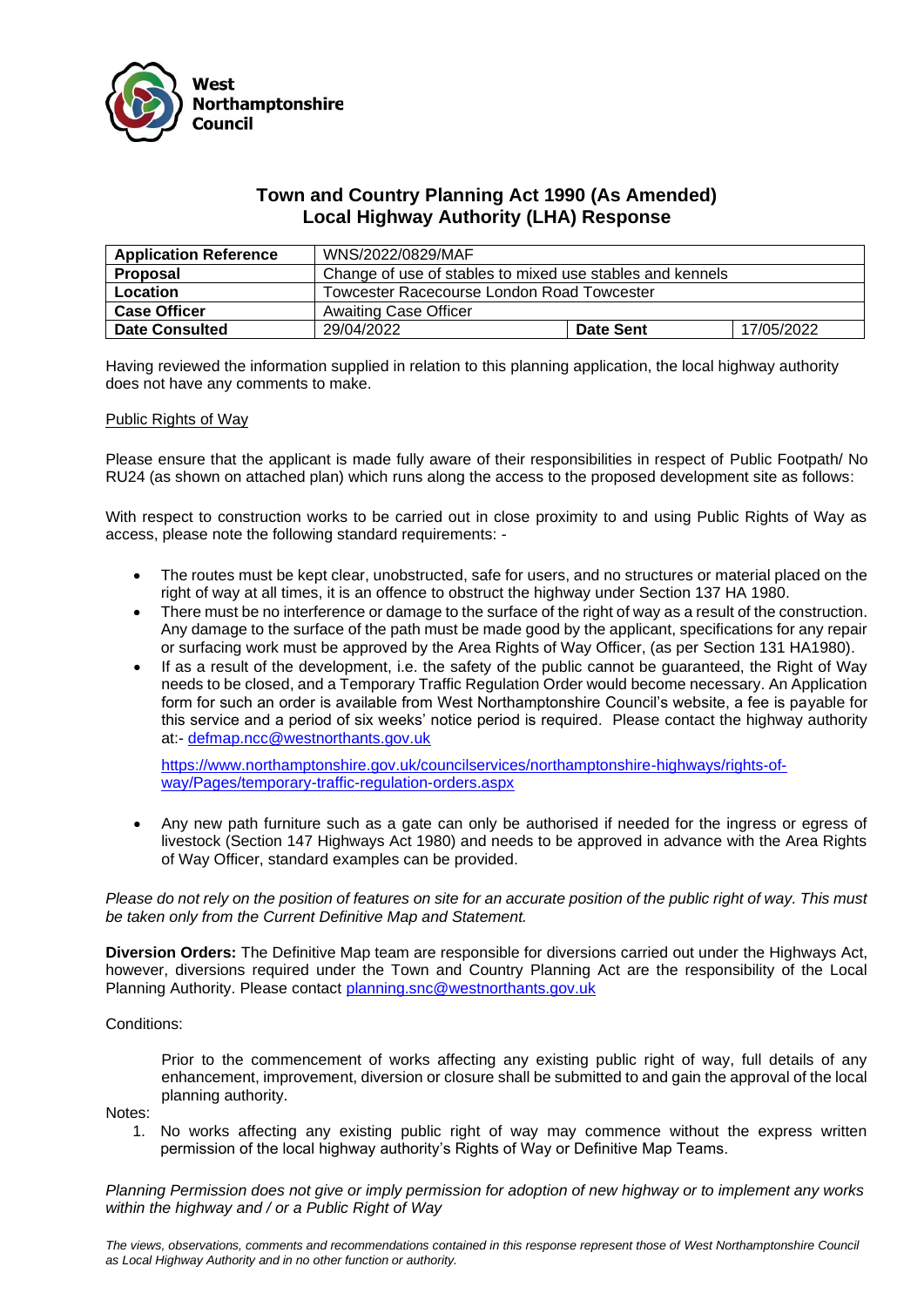West Northamptonshire Council

# Town and Country Planning Act 1990 (As Amended)
# Local Highway Authority (LHA) Response

| **Application Reference** | WNS/2022/0829/MAF | | |
|---|---|---|---|
| **Proposal** | Change of use of stables to mixed use stables and kennels | | |
| **Location** | Towcester Racecourse London Road Towcester | | |
| **Case Officer** | Awaiting Case Officer | | |
| **Date Consulted** | 29/04/2022 | **Date Sent** | 17/05/2022 |

Having reviewed the information supplied in relation to this planning application, the local highway authority does not have any comments to make.

Public Rights of Way

Please ensure that the applicant is made fully aware of their responsibilities in respect of Public Footpath/ No RU24 (as shown on attached plan) which runs along the access to the proposed development site as follows:

With respect to construction works to be carried out in close proximity to and using Public Rights of Way as access, please note the following standard requirements: -

- The routes must be kept clear, unobstructed, safe for users, and no structures or material placed on the right of way at all times, it is an offence to obstruct the highway under Section 137 HA 1980.
- There must be no interference or damage to the surface of the right of way as a result of the construction. Any damage to the surface of the path must be made good by the applicant, specifications for any repair or surfacing work must be approved by the Area Rights of Way Officer, (as per Section 131 HA1980).
- If as a result of the development, i.e. the safety of the public cannot be guaranteed, the Right of Way needs to be closed, and a Temporary Traffic Regulation Order would become necessary. An Application form for such an order is available from West Northamptonshire Council's website, a fee is payable for this service and a period of six weeks' notice period is required. Please contact the highway authority at:- defmap.ncc@westnorthants.gov.uk

  https://www.northamptonshire.gov.uk/councilservices/northamptonshire-highways/rights-of-way/Pages/temporary-traffic-regulation-orders.aspx

- Any new path furniture such as a gate can only be authorised if needed for the ingress or egress of livestock (Section 147 Highways Act 1980) and needs to be approved in advance with the Area Rights of Way Officer, standard examples can be provided.

*Please do not rely on the position of features on site for an accurate position of the public right of way. This must be taken only from the Current Definitive Map and Statement.*

**Diversion Orders:** The Definitive Map team are responsible for diversions carried out under the Highways Act, however, diversions required under the Town and Country Planning Act are the responsibility of the Local Planning Authority. Please contact planning.snc@westnorthants.gov.uk

Conditions:

Prior to the commencement of works affecting any existing public right of way, full details of any enhancement, improvement, diversion or closure shall be submitted to and gain the approval of the local planning authority.

Notes:

1. No works affecting any existing public right of way may commence without the express written permission of the local highway authority's Rights of Way or Definitive Map Teams.

*Planning Permission does not give or imply permission for adoption of new highway or to implement any works within the highway and / or a Public Right of Way*

*The views, observations, comments and recommendations contained in this response represent those of West Northamptonshire Council as Local Highway Authority and in no other function or authority.*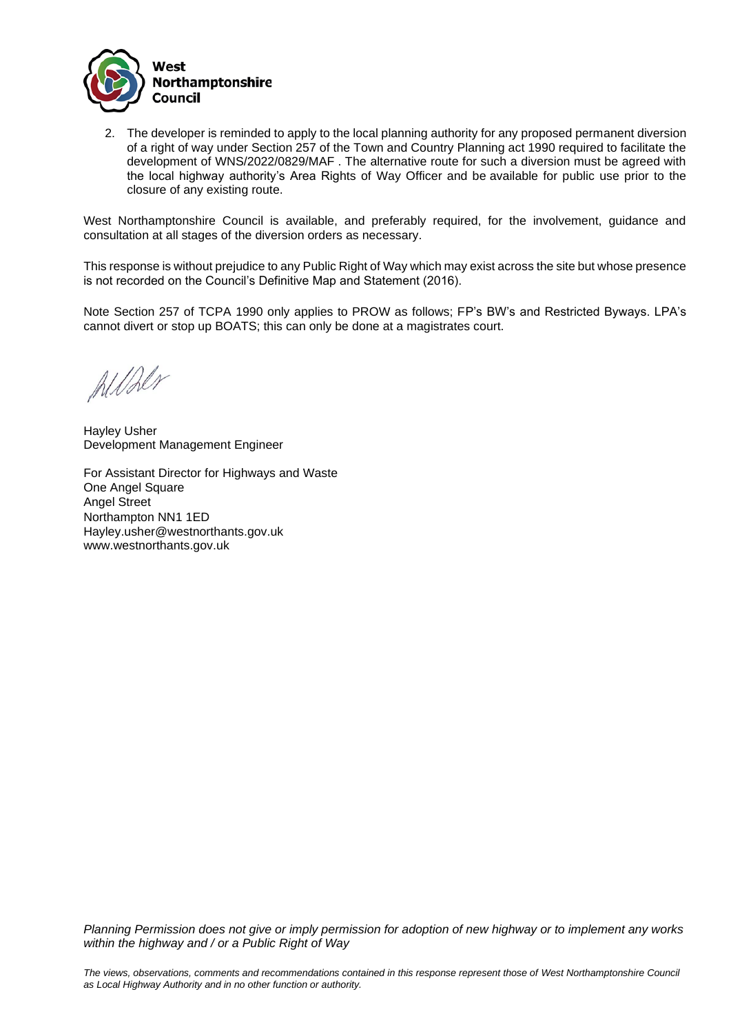2. The developer is reminded to apply to the local planning authority for any proposed permanent diversion of a right of way under Section 257 of the Town and Country Planning act 1990 required to facilitate the development of WNS/2022/0829/MAF . The alternative route for such a diversion must be agreed with the local highway authority's Area Rights of Way Officer and be available for public use prior to the closure of any existing route.

West Northamptonshire Council is available, and preferably required, for the involvement, guidance and consultation at all stages of the diversion orders as necessary.

This response is without prejudice to any Public Right of Way which may exist across the site but whose presence is not recorded on the Council's Definitive Map and Statement (2016).

Note Section 257 of TCPA 1990 only applies to PROW as follows; FP's BW's and Restricted Byways. LPA's cannot divert or stop up BOATS; this can only be done at a magistrates court.

Hayley Usher
Development Management Engineer

For Assistant Director for Highways and Waste
One Angel Square
Angel Street
Northampton NN1 1ED
Hayley.usher@westnorthants.gov.uk
www.westnorthants.gov.uk

*Planning Permission does not give or imply permission for adoption of new highway or to implement any works within the highway and / or a Public Right of Way*

*The views, observations, comments and recommendations contained in this response represent those of West Northamptonshire Council as Local Highway Authority and in no other function or authority.*